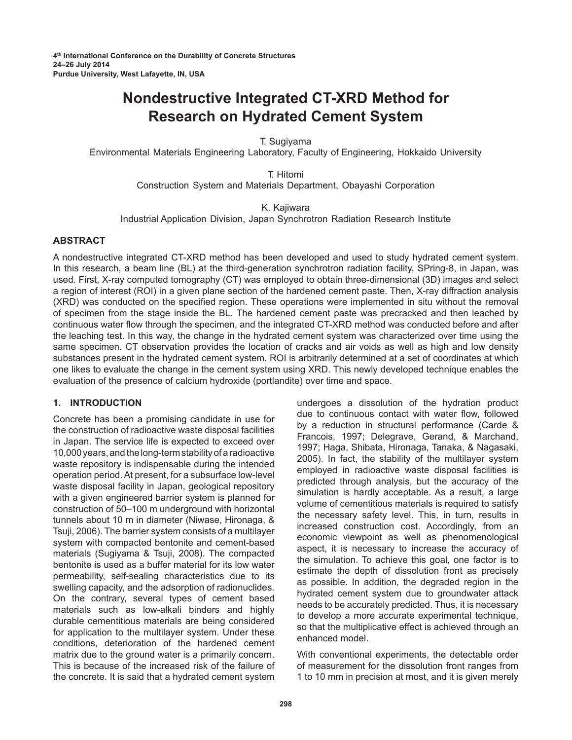4th International Conference on the Durability of Concrete Structures
24–26 July 2014
Purdue University, West Lafayette, IN, USA

# Nondestructive Integrated CT-XRD Method for Research on Hydrated Cement System

T. Sugiyama
Environmental Materials Engineering Laboratory, Faculty of Engineering, Hokkaido University

T. Hitomi
Construction System and Materials Department, Obayashi Corporation

K. Kajiwara
Industrial Application Division, Japan Synchrotron Radiation Research Institute

## ABSTRACT

A nondestructive integrated CT-XRD method has been developed and used to study hydrated cement system. In this research, a beam line (BL) at the third-generation synchrotron radiation facility, SPring-8, in Japan, was used. First, X-ray computed tomography (CT) was employed to obtain three-dimensional (3D) images and select a region of interest (ROI) in a given plane section of the hardened cement paste. Then, X-ray diffraction analysis (XRD) was conducted on the specified region. These operations were implemented in situ without the removal of specimen from the stage inside the BL. The hardened cement paste was precracked and then leached by continuous water flow through the specimen, and the integrated CT-XRD method was conducted before and after the leaching test. In this way, the change in the hydrated cement system was characterized over time using the same specimen. CT observation provides the location of cracks and air voids as well as high and low density substances present in the hydrated cement system. ROI is arbitrarily determined at a set of coordinates at which one likes to evaluate the change in the cement system using XRD. This newly developed technique enables the evaluation of the presence of calcium hydroxide (portlandite) over time and space.

## 1. INTRODUCTION

Concrete has been a promising candidate in use for the construction of radioactive waste disposal facilities in Japan. The service life is expected to exceed over 10,000 years, and the long-term stability of a radioactive waste repository is indispensable during the intended operation period. At present, for a subsurface low-level waste disposal facility in Japan, geological repository with a given engineered barrier system is planned for construction of 50–100 m underground with horizontal tunnels about 10 m in diameter (Niwase, Hironaga, & Tsuji, 2006). The barrier system consists of a multilayer system with compacted bentonite and cement-based materials (Sugiyama & Tsuji, 2008). The compacted bentonite is used as a buffer material for its low water permeability, self-sealing characteristics due to its swelling capacity, and the adsorption of radionuclides. On the contrary, several types of cement based materials such as low-alkali binders and highly durable cementitious materials are being considered for application to the multilayer system. Under these conditions, deterioration of the hardened cement matrix due to the ground water is a primarily concern. This is because of the increased risk of the failure of the concrete. It is said that a hydrated cement system undergoes a dissolution of the hydration product due to continuous contact with water flow, followed by a reduction in structural performance (Carde & Francois, 1997; Delegrave, Gerand, & Marchand, 1997; Haga, Shibata, Hironaga, Tanaka, & Nagasaki, 2005). In fact, the stability of the multilayer system employed in radioactive waste disposal facilities is predicted through analysis, but the accuracy of the simulation is hardly acceptable. As a result, a large volume of cementitious materials is required to satisfy the necessary safety level. This, in turn, results in increased construction cost. Accordingly, from an economic viewpoint as well as phenomenological aspect, it is necessary to increase the accuracy of the simulation. To achieve this goal, one factor is to estimate the depth of dissolution front as precisely as possible. In addition, the degraded region in the hydrated cement system due to groundwater attack needs to be accurately predicted. Thus, it is necessary to develop a more accurate experimental technique, so that the multiplicative effect is achieved through an enhanced model.

With conventional experiments, the detectable order of measurement for the dissolution front ranges from 1 to 10 mm in precision at most, and it is given merely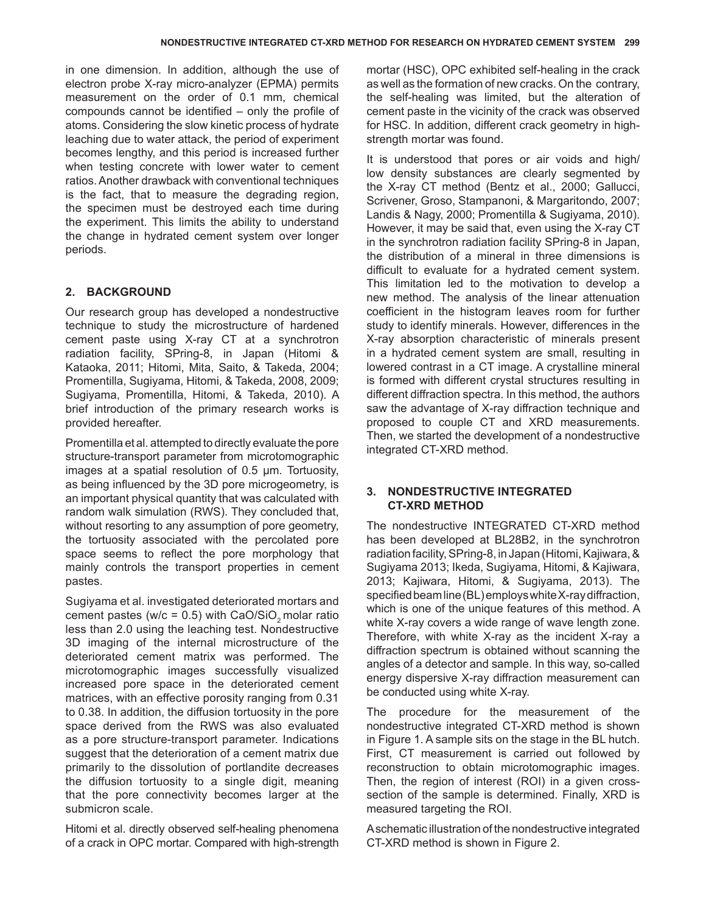in one dimension. In addition, although the use of electron probe X-ray micro-analyzer (EPMA) permits measurement on the order of 0.1 mm, chemical compounds cannot be identified – only the profile of atoms. Considering the slow kinetic process of hydrate leaching due to water attack, the period of experiment becomes lengthy, and this period is increased further when testing concrete with lower water to cement ratios. Another drawback with conventional techniques is the fact, that to measure the degrading region, the specimen must be destroyed each time during the experiment. This limits the ability to understand the change in hydrated cement system over longer periods.

## 2. BACKGROUND

Our research group has developed a nondestructive technique to study the microstructure of hardened cement paste using X-ray CT at a synchrotron radiation facility, SPring-8, in Japan (Hitomi & Kataoka, 2011; Hitomi, Mita, Saito, & Takeda, 2004; Promentilla, Sugiyama, Hitomi, & Takeda, 2008, 2009; Sugiyama, Promentilla, Hitomi, & Takeda, 2010). A brief introduction of the primary research works is provided hereafter.

Promentilla et al. attempted to directly evaluate the pore structure-transport parameter from microtomographic images at a spatial resolution of 0.5 μm. Tortuosity, as being influenced by the 3D pore microgeometry, is an important physical quantity that was calculated with random walk simulation (RWS). They concluded that, without resorting to any assumption of pore geometry, the tortuosity associated with the percolated pore space seems to reflect the pore morphology that mainly controls the transport properties in cement pastes.

Sugiyama et al. investigated deteriorated mortars and cement pastes (w/c = 0.5) with $CaO/SiO_2$ molar ratio less than 2.0 using the leaching test. Nondestructive 3D imaging of the internal microstructure of the deteriorated cement matrix was performed. The microtomographic images successfully visualized increased pore space in the deteriorated cement matrices, with an effective porosity ranging from 0.31 to 0.38. In addition, the diffusion tortuosity in the pore space derived from the RWS was also evaluated as a pore structure-transport parameter. Indications suggest that the deterioration of a cement matrix due primarily to the dissolution of portlandite decreases the diffusion tortuosity to a single digit, meaning that the pore connectivity becomes larger at the submicron scale.

Hitomi et al. directly observed self-healing phenomena of a crack in OPC mortar. Compared with high-strength mortar (HSC), OPC exhibited self-healing in the crack as well as the formation of new cracks. On the contrary, the self-healing was limited, but the alteration of cement paste in the vicinity of the crack was observed for HSC. In addition, different crack geometry in high-strength mortar was found.

It is understood that pores or air voids and high/low density substances are clearly segmented by the X-ray CT method (Bentz et al., 2000; Gallucci, Scrivener, Groso, Stampanoni, & Margaritondo, 2007; Landis & Nagy, 2000; Promentilla & Sugiyama, 2010). However, it may be said that, even using the X-ray CT in the synchrotron radiation facility SPring-8 in Japan, the distribution of a mineral in three dimensions is difficult to evaluate for a hydrated cement system. This limitation led to the motivation to develop a new method. The analysis of the linear attenuation coefficient in the histogram leaves room for further study to identify minerals. However, differences in the X-ray absorption characteristic of minerals present in a hydrated cement system are small, resulting in lowered contrast in a CT image. A crystalline mineral is formed with different crystal structures resulting in different diffraction spectra. In this method, the authors saw the advantage of X-ray diffraction technique and proposed to couple CT and XRD measurements. Then, we started the development of a nondestructive integrated CT-XRD method.

## 3. NONDESTRUCTIVE INTEGRATED CT-XRD METHOD

The nondestructive INTEGRATED CT-XRD method has been developed at BL28B2, in the synchrotron radiation facility, SPring-8, in Japan (Hitomi, Kajiwara, & Sugiyama 2013; Ikeda, Sugiyama, Hitomi, & Kajiwara, 2013; Kajiwara, Hitomi, & Sugiyama, 2013). The specified beam line (BL) employs white X-ray diffraction, which is one of the unique features of this method. A white X-ray covers a wide range of wave length zone. Therefore, with white X-ray as the incident X-ray a diffraction spectrum is obtained without scanning the angles of a detector and sample. In this way, so-called energy dispersive X-ray diffraction measurement can be conducted using white X-ray.

The procedure for the measurement of the nondestructive integrated CT-XRD method is shown in Figure 1. A sample sits on the stage in the BL hutch. First, CT measurement is carried out followed by reconstruction to obtain microtomographic images. Then, the region of interest (ROI) in a given cross-section of the sample is determined. Finally, XRD is measured targeting the ROI.

A schematic illustration of the nondestructive integrated CT-XRD method is shown in Figure 2.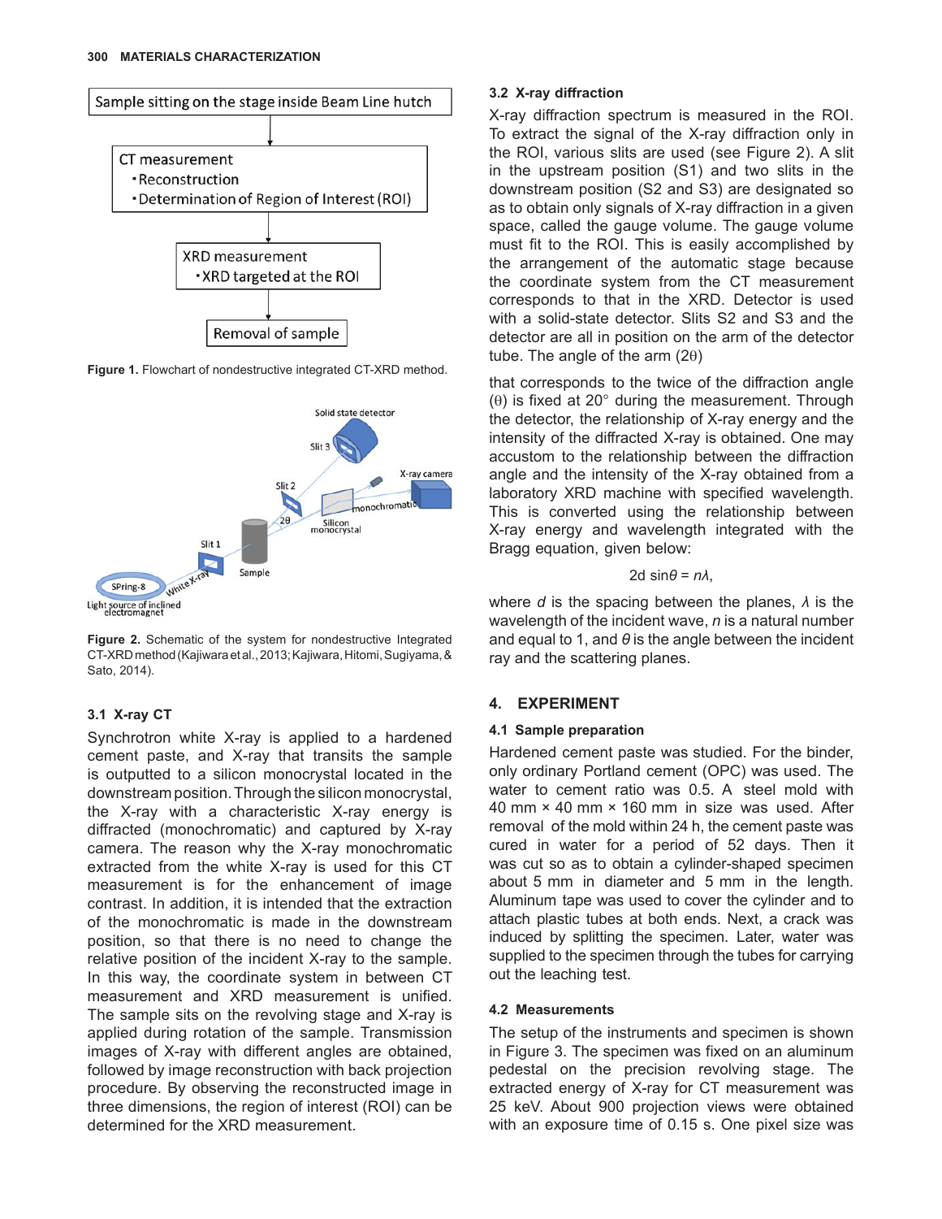Sample sitting on the stage inside Beam Line hutch

CT measurement
- Reconstruction
- Determination of Region of Interest (ROI)

XRD measurement
- XRD targeted at the ROI

Removal of sample

**Figure 1.** Flowchart of nondestructive integrated CT-XRD method.

**Figure 2.** Schematic of the system for nondestructive Integrated CT-XRD method (Kajiwara et al., 2013; Kajiwara, Hitomi, Sugiyama, & Sato, 2014).

### 3.1 X-ray CT

Synchrotron white X-ray is applied to a hardened cement paste, and X-ray that transits the sample is outputted to a silicon monocrystal located in the downstream position. Through the silicon monocrystal, the X-ray with a characteristic X-ray energy is diffracted (monochromatic) and captured by X-ray camera. The reason why the X-ray monochromatic extracted from the white X-ray is used for this CT measurement is for the enhancement of image contrast. In addition, it is intended that the extraction of the monochromatic is made in the downstream position, so that there is no need to change the relative position of the incident X-ray to the sample. In this way, the coordinate system in between CT measurement and XRD measurement is unified. The sample sits on the revolving stage and X-ray is applied during rotation of the sample. Transmission images of X-ray with different angles are obtained, followed by image reconstruction with back projection procedure. By observing the reconstructed image in three dimensions, the region of interest (ROI) can be determined for the XRD measurement.

### 3.2 X-ray diffraction

X-ray diffraction spectrum is measured in the ROI. To extract the signal of the X-ray diffraction only in the ROI, various slits are used (see Figure 2). A slit in the upstream position (S1) and two slits in the downstream position (S2 and S3) are designated so as to obtain only signals of X-ray diffraction in a given space, called the gauge volume. The gauge volume must fit to the ROI. This is easily accomplished by the arrangement of the automatic stage because the coordinate system from the CT measurement corresponds to that in the XRD. Detector is used with a solid-state detector. Slits S2 and S3 and the detector are all in position on the arm of the detector tube. The angle of the arm (2θ) that corresponds to the twice of the diffraction angle (θ) is fixed at 20° during the measurement. Through the detector, the relationship of X-ray energy and the intensity of the diffracted X-ray is obtained. One may accustom to the relationship between the diffraction angle and the intensity of the X-ray obtained from a laboratory XRD machine with specified wavelength. This is converted using the relationship between X-ray energy and wavelength integrated with the Bragg equation, given below:

$$2d \sin\theta = n\lambda,$$

where $d$ is the spacing between the planes, $\lambda$ is the wavelength of the incident wave, $n$ is a natural number and equal to 1, and $\theta$ is the angle between the incident ray and the scattering planes.

## 4. EXPERIMENT

### 4.1 Sample preparation

Hardened cement paste was studied. For the binder, only ordinary Portland cement (OPC) was used. The water to cement ratio was 0.5. A steel mold with 40 mm × 40 mm × 160 mm in size was used. After removal of the mold within 24 h, the cement paste was cured in water for a period of 52 days. Then it was cut so as to obtain a cylinder-shaped specimen about 5 mm in diameter and 5 mm in the length. Aluminum tape was used to cover the cylinder and to attach plastic tubes at both ends. Next, a crack was induced by splitting the specimen. Later, water was supplied to the specimen through the tubes for carrying out the leaching test.

### 4.2 Measurements

The setup of the instruments and specimen is shown in Figure 3. The specimen was fixed on an aluminum pedestal on the precision revolving stage. The extracted energy of X-ray for CT measurement was 25 keV. About 900 projection views were obtained with an exposure time of 0.15 s. One pixel size was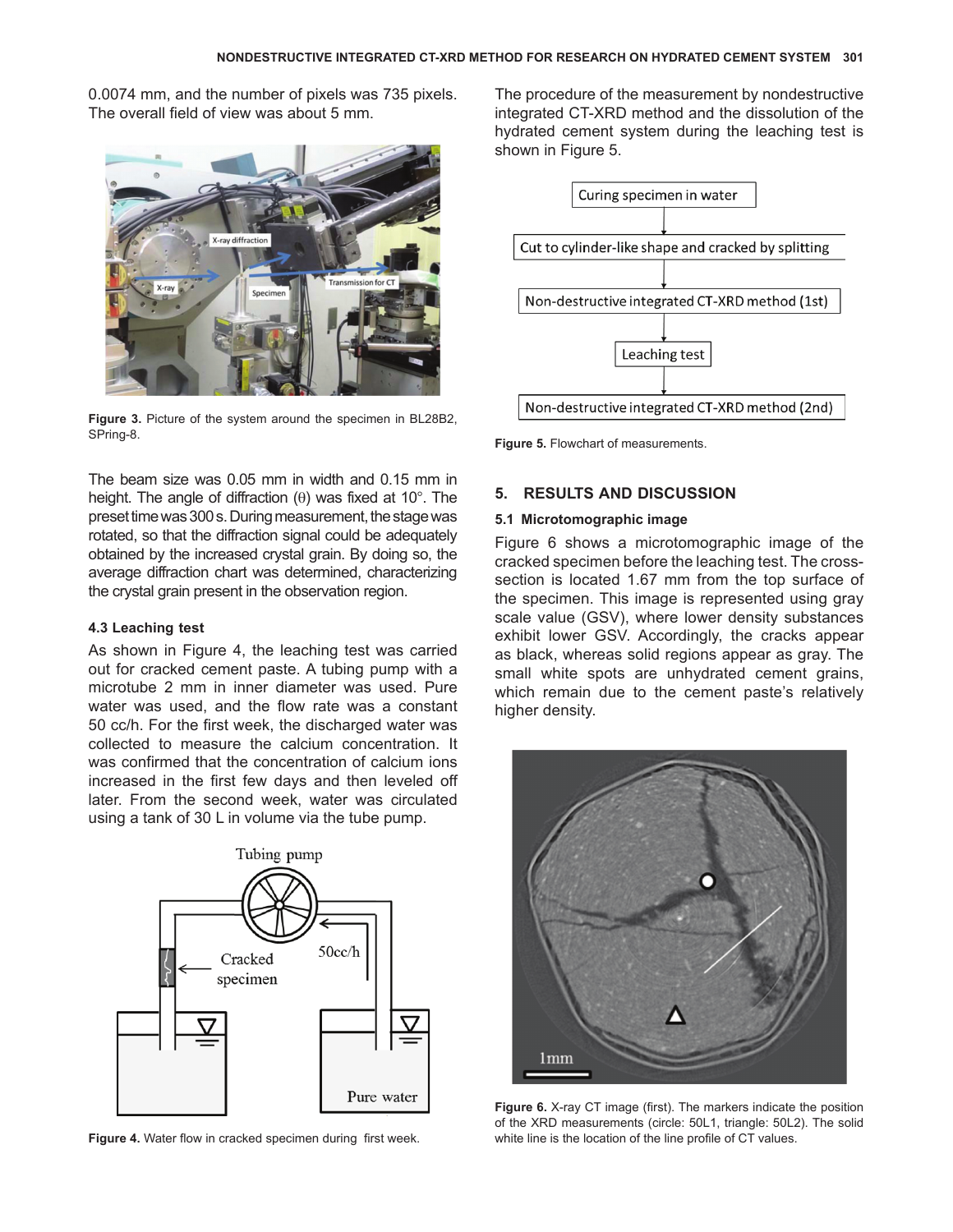0.0074 mm, and the number of pixels was 735 pixels. The overall field of view was about 5 mm.

Figure 3. Picture of the system around the specimen in BL28B2, SPring-8.

The beam size was 0.05 mm in width and 0.15 mm in height. The angle of diffraction (θ) was fixed at 10°. The preset time was 300 s. During measurement, the stage was rotated, so that the diffraction signal could be adequately obtained by the increased crystal grain. By doing so, the average diffraction chart was determined, characterizing the crystal grain present in the observation region.

### 4.3 Leaching test

As shown in Figure 4, the leaching test was carried out for cracked cement paste. A tubing pump with a microtube 2 mm in inner diameter was used. Pure water was used, and the flow rate was a constant 50 cc/h. For the first week, the discharged water was collected to measure the calcium concentration. It was confirmed that the concentration of calcium ions increased in the first few days and then leveled off later. From the second week, water was circulated using a tank of 30 L in volume via the tube pump.

Figure 4. Water flow in cracked specimen during first week.

The procedure of the measurement by nondestructive integrated CT-XRD method and the dissolution of the hydrated cement system during the leaching test is shown in Figure 5.

Curing specimen in water → Cut to cylinder-like shape and cracked by splitting → Non-destructive integrated CT-XRD method (1st) → Leaching test → Non-destructive integrated CT-XRD method (2nd)

Figure 5. Flowchart of measurements.

## 5. RESULTS AND DISCUSSION

### 5.1 Microtomographic image

Figure 6 shows a microtomographic image of the cracked specimen before the leaching test. The cross-section is located 1.67 mm from the top surface of the specimen. This image is represented using gray scale value (GSV), where lower density substances exhibit lower GSV. Accordingly, the cracks appear as black, whereas solid regions appear as gray. The small white spots are unhydrated cement grains, which remain due to the cement paste's relatively higher density.

Figure 6. X-ray CT image (first). The markers indicate the position of the XRD measurements (circle: 50L1, triangle: 50L2). The solid white line is the location of the line profile of CT values.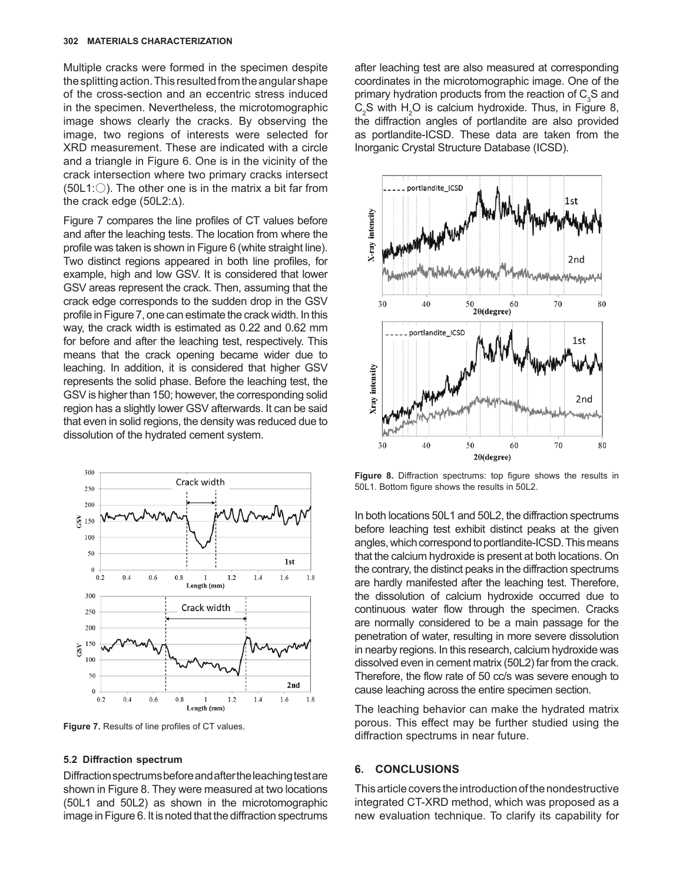Multiple cracks were formed in the specimen despite the splitting action. This resulted from the angular shape of the cross-section and an eccentric stress induced in the specimen. Nevertheless, the microtomographic image shows clearly the cracks. By observing the image, two regions of interests were selected for XRD measurement. These are indicated with a circle and a triangle in Figure 6. One is in the vicinity of the crack intersection where two primary cracks intersect (50L1:○). The other one is in the matrix a bit far from the crack edge (50L2:Δ).

Figure 7 compares the line profiles of CT values before and after the leaching tests. The location from where the profile was taken is shown in Figure 6 (white straight line). Two distinct regions appeared in both line profiles, for example, high and low GSV. It is considered that lower GSV areas represent the crack. Then, assuming that the crack edge corresponds to the sudden drop in the GSV profile in Figure 7, one can estimate the crack width. In this way, the crack width is estimated as 0.22 and 0.62 mm for before and after the leaching test, respectively. This means that the crack opening became wider due to leaching. In addition, it is considered that higher GSV represents the solid phase. Before the leaching test, the GSV is higher than 150; however, the corresponding solid region has a slightly lower GSV afterwards. It can be said that even in solid regions, the density was reduced due to dissolution of the hydrated cement system.

**Figure 7.** Results of line profiles of CT values.

### 5.2 Diffraction spectrum

Diffraction spectrums before and after the leaching test are shown in Figure 8. They were measured at two locations (50L1 and 50L2) as shown in the microtomographic image in Figure 6. It is noted that the diffraction spectrums after leaching test are also measured at corresponding coordinates in the microtomographic image. One of the primary hydration products from the reaction of $C_3S$ and $C_2S$ with $H_2O$ is calcium hydroxide. Thus, in Figure 8, the diffraction angles of portlandite are also provided as portlandite-ICSD. These data are taken from the Inorganic Crystal Structure Database (ICSD).

**Figure 8.** Diffraction spectrums: top figure shows the results in 50L1. Bottom figure shows the results in 50L2.

In both locations 50L1 and 50L2, the diffraction spectrums before leaching test exhibit distinct peaks at the given angles, which correspond to portlandite-ICSD. This means that the calcium hydroxide is present at both locations. On the contrary, the distinct peaks in the diffraction spectrums are hardly manifested after the leaching test. Therefore, the dissolution of calcium hydroxide occurred due to continuous water flow through the specimen. Cracks are normally considered to be a main passage for the penetration of water, resulting in more severe dissolution in nearby regions. In this research, calcium hydroxide was dissolved even in cement matrix (50L2) far from the crack. Therefore, the flow rate of 50 cc/s was severe enough to cause leaching across the entire specimen section.

The leaching behavior can make the hydrated matrix porous. This effect may be further studied using the diffraction spectrums in near future.

## 6. CONCLUSIONS

This article covers the introduction of the nondestructive integrated CT-XRD method, which was proposed as a new evaluation technique. To clarify its capability for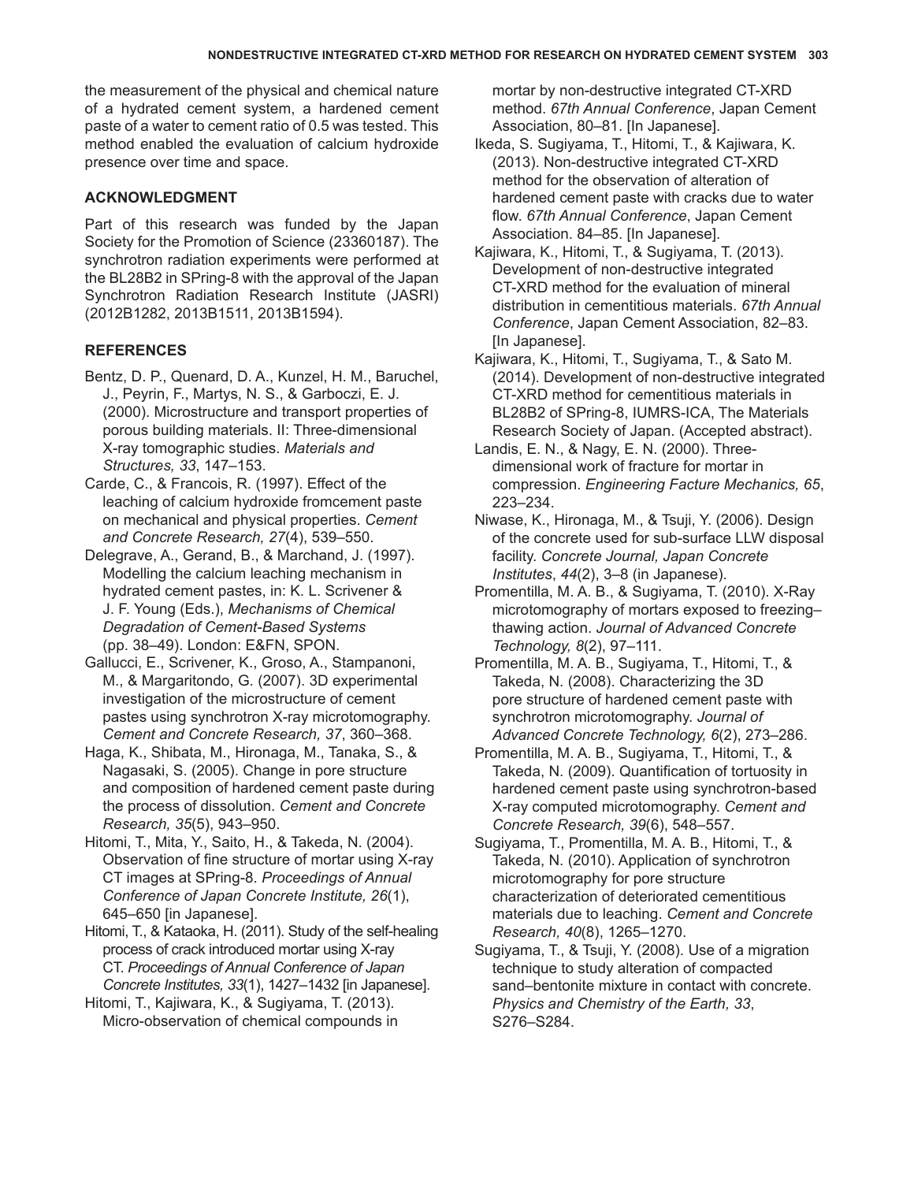the measurement of the physical and chemical nature of a hydrated cement system, a hardened cement paste of a water to cement ratio of 0.5 was tested. This method enabled the evaluation of calcium hydroxide presence over time and space.

## ACKNOWLEDGMENT

Part of this research was funded by the Japan Society for the Promotion of Science (23360187). The synchrotron radiation experiments were performed at the BL28B2 in SPring-8 with the approval of the Japan Synchrotron Radiation Research Institute (JASRI) (2012B1282, 2013B1511, 2013B1594).

## REFERENCES

Bentz, D. P., Quenard, D. A., Kunzel, H. M., Baruchel, J., Peyrin, F., Martys, N. S., & Garboczi, E. J. (2000). Microstructure and transport properties of porous building materials. II: Three-dimensional X-ray tomographic studies. *Materials and Structures, 33*, 147–153.

Carde, C., & Francois, R. (1997). Effect of the leaching of calcium hydroxide fromcement paste on mechanical and physical properties. *Cement and Concrete Research, 27*(4), 539–550.

Delegrave, A., Gerand, B., & Marchand, J. (1997). Modelling the calcium leaching mechanism in hydrated cement pastes, in: K. L. Scrivener & J. F. Young (Eds.), *Mechanisms of Chemical Degradation of Cement-Based Systems* (pp. 38–49). London: E&FN, SPON.

Gallucci, E., Scrivener, K., Groso, A., Stampanoni, M., & Margaritondo, G. (2007). 3D experimental investigation of the microstructure of cement pastes using synchrotron X-ray microtomography. *Cement and Concrete Research, 37*, 360–368.

Haga, K., Shibata, M., Hironaga, M., Tanaka, S., & Nagasaki, S. (2005). Change in pore structure and composition of hardened cement paste during the process of dissolution. *Cement and Concrete Research, 35*(5), 943–950.

Hitomi, T., Mita, Y., Saito, H., & Takeda, N. (2004). Observation of fine structure of mortar using X-ray CT images at SPring-8. *Proceedings of Annual Conference of Japan Concrete Institute, 26*(1), 645–650 [in Japanese].

Hitomi, T., & Kataoka, H. (2011). Study of the self-healing process of crack introduced mortar using X-ray CT. *Proceedings of Annual Conference of Japan Concrete Institutes, 33*(1), 1427–1432 [in Japanese].

Hitomi, T., Kajiwara, K., & Sugiyama, T. (2013). Micro-observation of chemical compounds in mortar by non-destructive integrated CT-XRD method. *67th Annual Conference*, Japan Cement Association, 80–81. [In Japanese].

Ikeda, S. Sugiyama, T., Hitomi, T., & Kajiwara, K. (2013). Non-destructive integrated CT-XRD method for the observation of alteration of hardened cement paste with cracks due to water flow. *67th Annual Conference*, Japan Cement Association. 84–85. [In Japanese].

Kajiwara, K., Hitomi, T., & Sugiyama, T. (2013). Development of non-destructive integrated CT-XRD method for the evaluation of mineral distribution in cementitious materials. *67th Annual Conference*, Japan Cement Association, 82–83. [In Japanese].

Kajiwara, K., Hitomi, T., Sugiyama, T., & Sato M. (2014). Development of non-destructive integrated CT-XRD method for cementitious materials in BL28B2 of SPring-8, IUMRS-ICA, The Materials Research Society of Japan. (Accepted abstract).

Landis, E. N., & Nagy, E. N. (2000). Three-dimensional work of fracture for mortar in compression. *Engineering Facture Mechanics, 65*, 223–234.

Niwase, K., Hironaga, M., & Tsuji, Y. (2006). Design of the concrete used for sub-surface LLW disposal facility. *Concrete Journal, Japan Concrete Institutes*, *44*(2), 3–8 (in Japanese).

Promentilla, M. A. B., & Sugiyama, T. (2010). X-Ray microtomography of mortars exposed to freezing–thawing action. *Journal of Advanced Concrete Technology, 8*(2), 97–111.

Promentilla, M. A. B., Sugiyama, T., Hitomi, T., & Takeda, N. (2008). Characterizing the 3D pore structure of hardened cement paste with synchrotron microtomography. *Journal of Advanced Concrete Technology, 6*(2), 273–286.

Promentilla, M. A. B., Sugiyama, T., Hitomi, T., & Takeda, N. (2009). Quantification of tortuosity in hardened cement paste using synchrotron-based X-ray computed microtomography. *Cement and Concrete Research, 39*(6), 548–557.

Sugiyama, T., Promentilla, M. A. B., Hitomi, T., & Takeda, N. (2010). Application of synchrotron microtomography for pore structure characterization of deteriorated cementitious materials due to leaching. *Cement and Concrete Research, 40*(8), 1265–1270.

Sugiyama, T., & Tsuji, Y. (2008). Use of a migration technique to study alteration of compacted sand–bentonite mixture in contact with concrete. *Physics and Chemistry of the Earth, 33*, S276–S284.